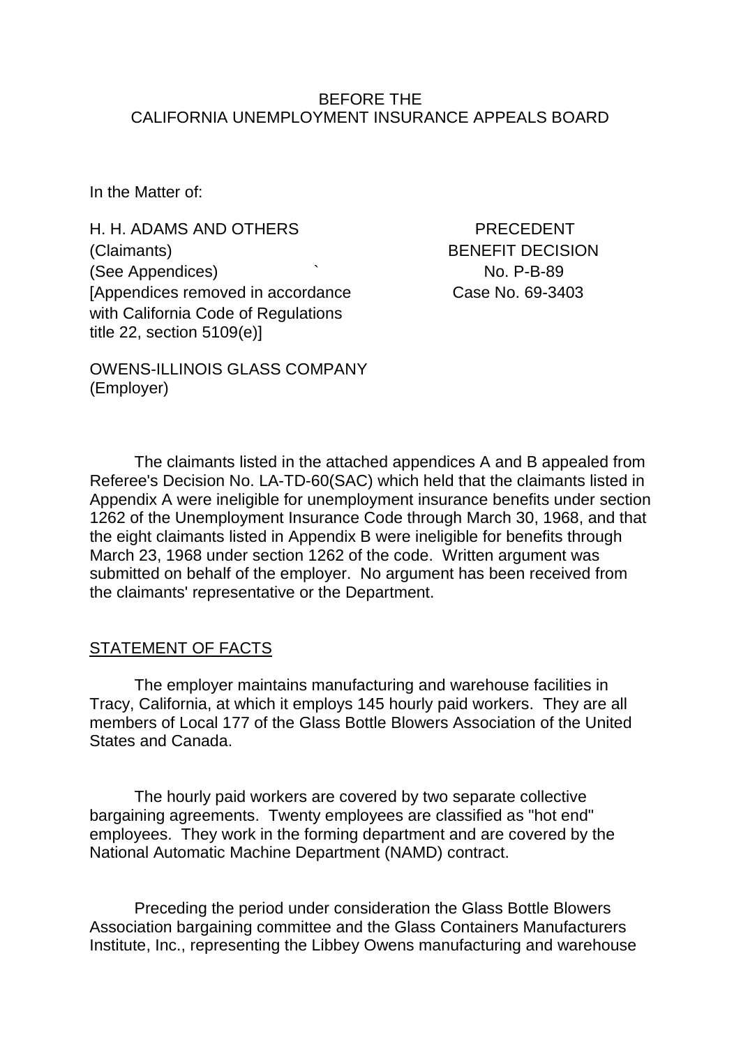BEFORE THE
CALIFORNIA UNEMPLOYMENT INSURANCE APPEALS BOARD

In the Matter of:

H. H. ADAMS AND OTHERS
(Claimants)
(See Appendices)
[Appendices removed in accordance with California Code of Regulations title 22, section 5109(e)]

PRECEDENT
BENEFIT DECISION
No. P-B-89
Case No. 69-3403

OWENS-ILLINOIS GLASS COMPANY
(Employer)

The claimants listed in the attached appendices A and B appealed from Referee's Decision No. LA-TD-60(SAC) which held that the claimants listed in Appendix A were ineligible for unemployment insurance benefits under section 1262 of the Unemployment Insurance Code through March 30, 1968, and that the eight claimants listed in Appendix B were ineligible for benefits through March 23, 1968 under section 1262 of the code. Written argument was submitted on behalf of the employer. No argument has been received from the claimants' representative or the Department.

STATEMENT OF FACTS

The employer maintains manufacturing and warehouse facilities in Tracy, California, at which it employs 145 hourly paid workers. They are all members of Local 177 of the Glass Bottle Blowers Association of the United States and Canada.

The hourly paid workers are covered by two separate collective bargaining agreements. Twenty employees are classified as "hot end" employees. They work in the forming department and are covered by the National Automatic Machine Department (NAMD) contract.

Preceding the period under consideration the Glass Bottle Blowers Association bargaining committee and the Glass Containers Manufacturers Institute, Inc., representing the Libbey Owens manufacturing and warehouse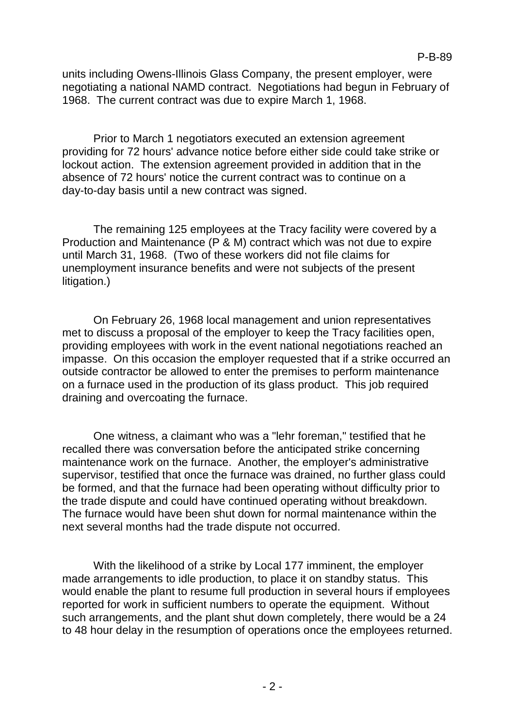units including Owens-Illinois Glass Company, the present employer, were negotiating a national NAMD contract. Negotiations had begun in February of 1968. The current contract was due to expire March 1, 1968.

Prior to March 1 negotiators executed an extension agreement providing for 72 hours' advance notice before either side could take strike or lockout action. The extension agreement provided in addition that in the absence of 72 hours' notice the current contract was to continue on a day-to-day basis until a new contract was signed.

The remaining 125 employees at the Tracy facility were covered by a Production and Maintenance (P & M) contract which was not due to expire until March 31, 1968. (Two of these workers did not file claims for unemployment insurance benefits and were not subjects of the present litigation.)

On February 26, 1968 local management and union representatives met to discuss a proposal of the employer to keep the Tracy facilities open, providing employees with work in the event national negotiations reached an impasse. On this occasion the employer requested that if a strike occurred an outside contractor be allowed to enter the premises to perform maintenance on a furnace used in the production of its glass product. This job required draining and overcoating the furnace.

One witness, a claimant who was a "lehr foreman," testified that he recalled there was conversation before the anticipated strike concerning maintenance work on the furnace. Another, the employer's administrative supervisor, testified that once the furnace was drained, no further glass could be formed, and that the furnace had been operating without difficulty prior to the trade dispute and could have continued operating without breakdown. The furnace would have been shut down for normal maintenance within the next several months had the trade dispute not occurred.

With the likelihood of a strike by Local 177 imminent, the employer made arrangements to idle production, to place it on standby status. This would enable the plant to resume full production in several hours if employees reported for work in sufficient numbers to operate the equipment. Without such arrangements, and the plant shut down completely, there would be a 24 to 48 hour delay in the resumption of operations once the employees returned.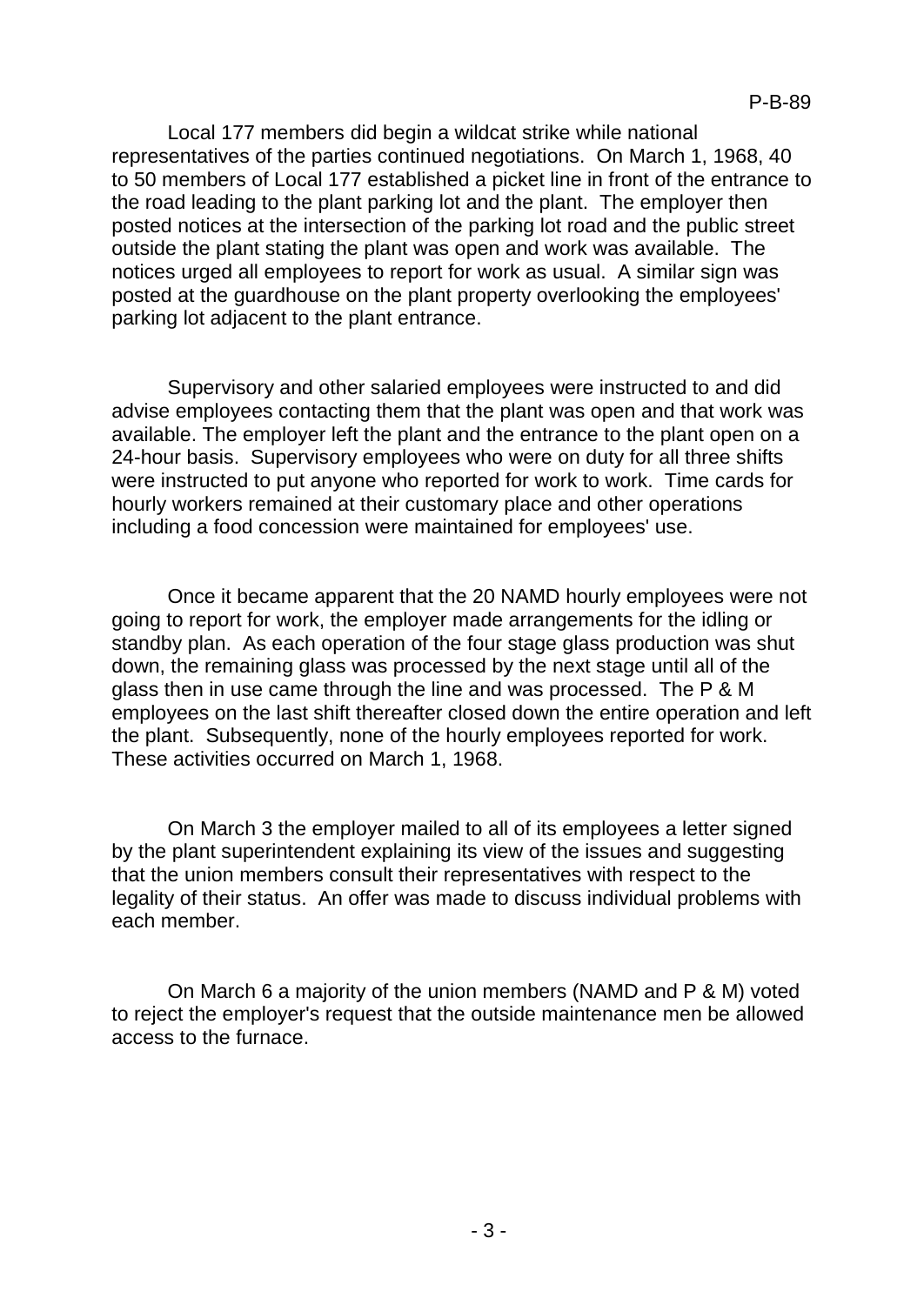Local 177 members did begin a wildcat strike while national representatives of the parties continued negotiations. On March 1, 1968, 40 to 50 members of Local 177 established a picket line in front of the entrance to the road leading to the plant parking lot and the plant. The employer then posted notices at the intersection of the parking lot road and the public street outside the plant stating the plant was open and work was available. The notices urged all employees to report for work as usual. A similar sign was posted at the guardhouse on the plant property overlooking the employees' parking lot adjacent to the plant entrance.

Supervisory and other salaried employees were instructed to and did advise employees contacting them that the plant was open and that work was available. The employer left the plant and the entrance to the plant open on a 24-hour basis. Supervisory employees who were on duty for all three shifts were instructed to put anyone who reported for work to work. Time cards for hourly workers remained at their customary place and other operations including a food concession were maintained for employees' use.

Once it became apparent that the 20 NAMD hourly employees were not going to report for work, the employer made arrangements for the idling or standby plan. As each operation of the four stage glass production was shut down, the remaining glass was processed by the next stage until all of the glass then in use came through the line and was processed. The P & M employees on the last shift thereafter closed down the entire operation and left the plant. Subsequently, none of the hourly employees reported for work. These activities occurred on March 1, 1968.

On March 3 the employer mailed to all of its employees a letter signed by the plant superintendent explaining its view of the issues and suggesting that the union members consult their representatives with respect to the legality of their status. An offer was made to discuss individual problems with each member.

On March 6 a majority of the union members (NAMD and P & M) voted to reject the employer's request that the outside maintenance men be allowed access to the furnace.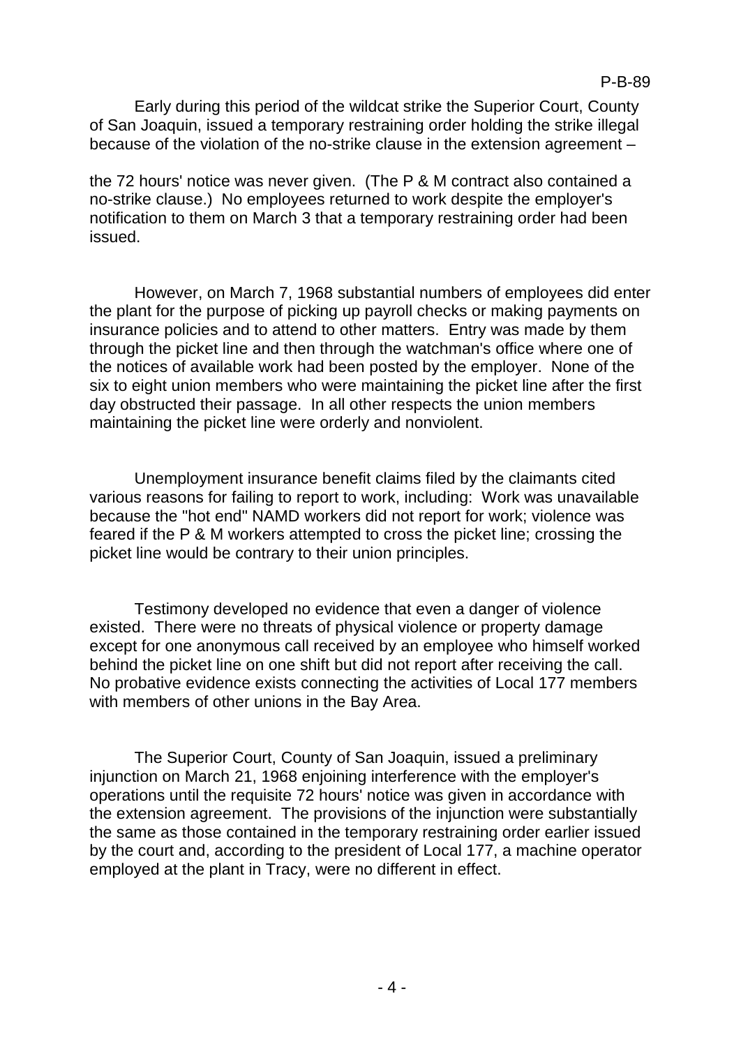Early during this period of the wildcat strike the Superior Court, County of San Joaquin, issued a temporary restraining order holding the strike illegal because of the violation of the no-strike clause in the extension agreement – the 72 hours' notice was never given. (The P & M contract also contained a no-strike clause.) No employees returned to work despite the employer's notification to them on March 3 that a temporary restraining order had been issued.

However, on March 7, 1968 substantial numbers of employees did enter the plant for the purpose of picking up payroll checks or making payments on insurance policies and to attend to other matters. Entry was made by them through the picket line and then through the watchman's office where one of the notices of available work had been posted by the employer. None of the six to eight union members who were maintaining the picket line after the first day obstructed their passage. In all other respects the union members maintaining the picket line were orderly and nonviolent.

Unemployment insurance benefit claims filed by the claimants cited various reasons for failing to report to work, including: Work was unavailable because the "hot end" NAMD workers did not report for work; violence was feared if the P & M workers attempted to cross the picket line; crossing the picket line would be contrary to their union principles.

Testimony developed no evidence that even a danger of violence existed. There were no threats of physical violence or property damage except for one anonymous call received by an employee who himself worked behind the picket line on one shift but did not report after receiving the call. No probative evidence exists connecting the activities of Local 177 members with members of other unions in the Bay Area.

The Superior Court, County of San Joaquin, issued a preliminary injunction on March 21, 1968 enjoining interference with the employer's operations until the requisite 72 hours' notice was given in accordance with the extension agreement. The provisions of the injunction were substantially the same as those contained in the temporary restraining order earlier issued by the court and, according to the president of Local 177, a machine operator employed at the plant in Tracy, were no different in effect.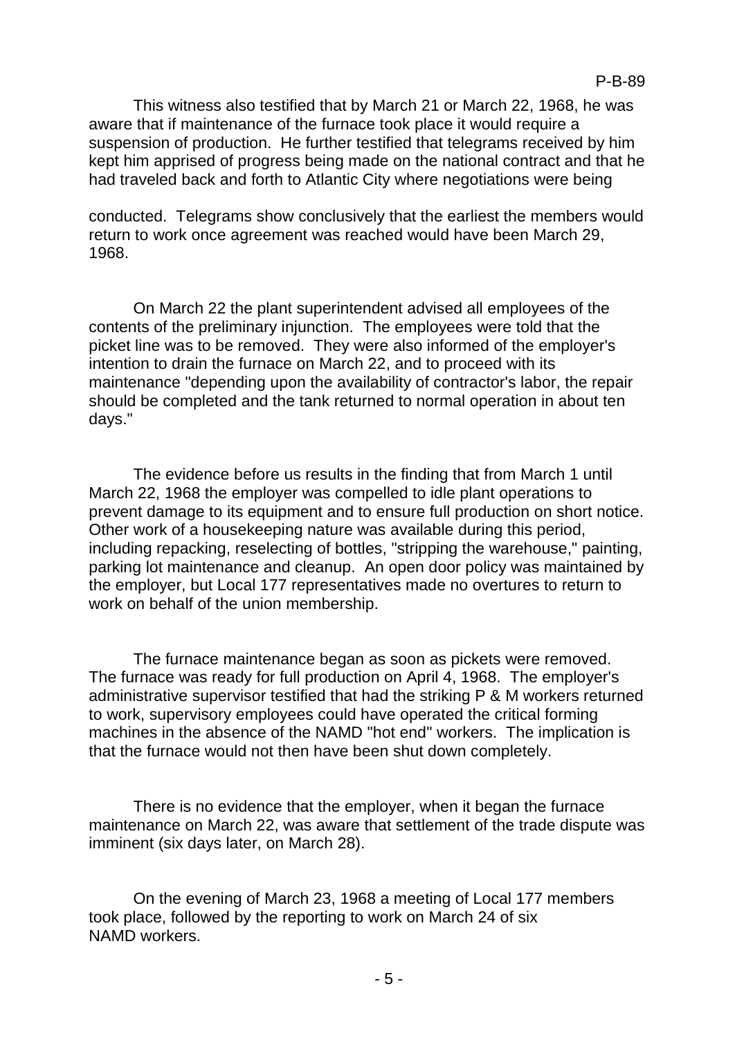This witness also testified that by March 21 or March 22, 1968, he was aware that if maintenance of the furnace took place it would require a suspension of production. He further testified that telegrams received by him kept him apprised of progress being made on the national contract and that he had traveled back and forth to Atlantic City where negotiations were being conducted. Telegrams show conclusively that the earliest the members would return to work once agreement was reached would have been March 29, 1968.

On March 22 the plant superintendent advised all employees of the contents of the preliminary injunction. The employees were told that the picket line was to be removed. They were also informed of the employer's intention to drain the furnace on March 22, and to proceed with its maintenance "depending upon the availability of contractor's labor, the repair should be completed and the tank returned to normal operation in about ten days."

The evidence before us results in the finding that from March 1 until March 22, 1968 the employer was compelled to idle plant operations to prevent damage to its equipment and to ensure full production on short notice. Other work of a housekeeping nature was available during this period, including repacking, reselecting of bottles, "stripping the warehouse," painting, parking lot maintenance and cleanup. An open door policy was maintained by the employer, but Local 177 representatives made no overtures to return to work on behalf of the union membership.

The furnace maintenance began as soon as pickets were removed. The furnace was ready for full production on April 4, 1968. The employer's administrative supervisor testified that had the striking P & M workers returned to work, supervisory employees could have operated the critical forming machines in the absence of the NAMD "hot end" workers. The implication is that the furnace would not then have been shut down completely.

There is no evidence that the employer, when it began the furnace maintenance on March 22, was aware that settlement of the trade dispute was imminent (six days later, on March 28).

On the evening of March 23, 1968 a meeting of Local 177 members took place, followed by the reporting to work on March 24 of six NAMD workers.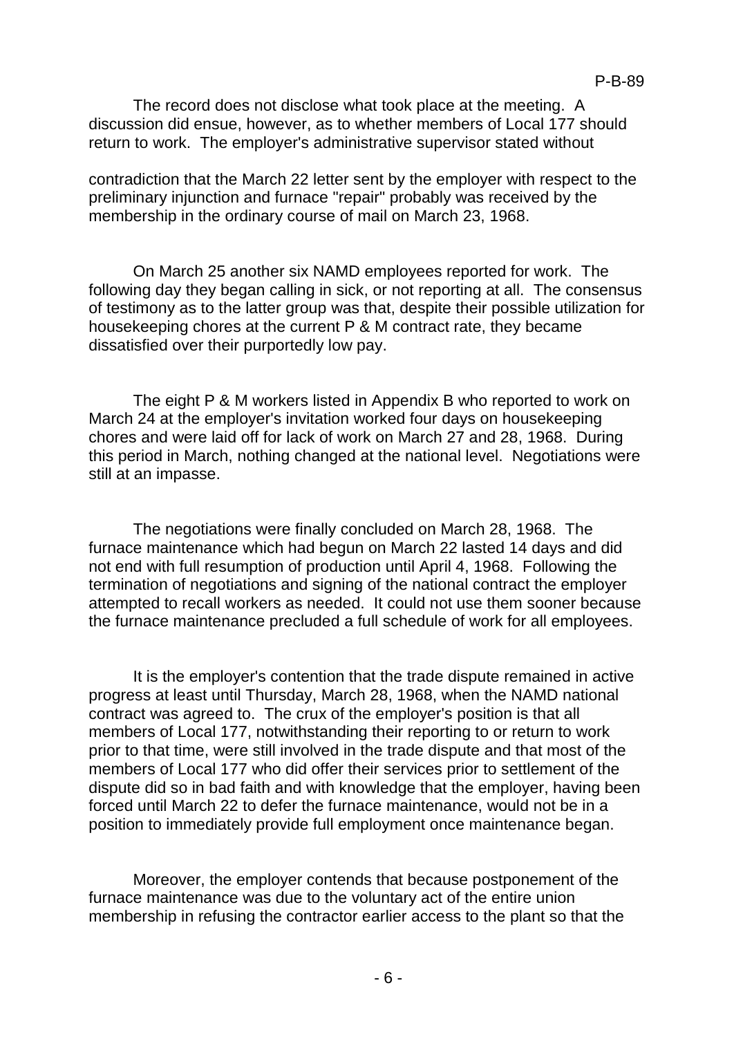The record does not disclose what took place at the meeting. A discussion did ensue, however, as to whether members of Local 177 should return to work. The employer's administrative supervisor stated without contradiction that the March 22 letter sent by the employer with respect to the preliminary injunction and furnace "repair" probably was received by the membership in the ordinary course of mail on March 23, 1968.

On March 25 another six NAMD employees reported for work. The following day they began calling in sick, or not reporting at all. The consensus of testimony as to the latter group was that, despite their possible utilization for housekeeping chores at the current P & M contract rate, they became dissatisfied over their purportedly low pay.

The eight P & M workers listed in Appendix B who reported to work on March 24 at the employer's invitation worked four days on housekeeping chores and were laid off for lack of work on March 27 and 28, 1968. During this period in March, nothing changed at the national level. Negotiations were still at an impasse.

The negotiations were finally concluded on March 28, 1968. The furnace maintenance which had begun on March 22 lasted 14 days and did not end with full resumption of production until April 4, 1968. Following the termination of negotiations and signing of the national contract the employer attempted to recall workers as needed. It could not use them sooner because the furnace maintenance precluded a full schedule of work for all employees.

It is the employer's contention that the trade dispute remained in active progress at least until Thursday, March 28, 1968, when the NAMD national contract was agreed to. The crux of the employer's position is that all members of Local 177, notwithstanding their reporting to or return to work prior to that time, were still involved in the trade dispute and that most of the members of Local 177 who did offer their services prior to settlement of the dispute did so in bad faith and with knowledge that the employer, having been forced until March 22 to defer the furnace maintenance, would not be in a position to immediately provide full employment once maintenance began.

Moreover, the employer contends that because postponement of the furnace maintenance was due to the voluntary act of the entire union membership in refusing the contractor earlier access to the plant so that the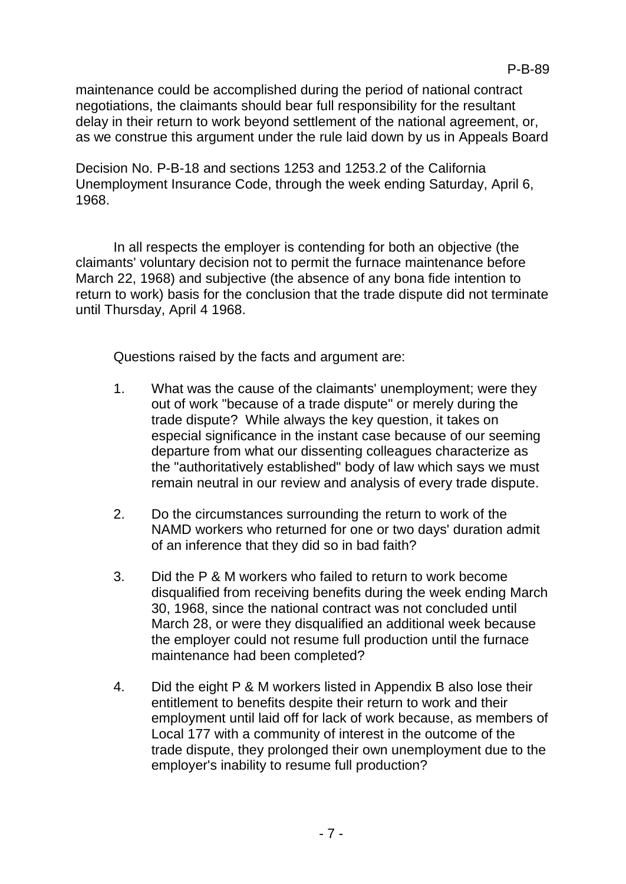maintenance could be accomplished during the period of national contract negotiations, the claimants should bear full responsibility for the resultant delay in their return to work beyond settlement of the national agreement, or, as we construe this argument under the rule laid down by us in Appeals Board

Decision No. P-B-18 and sections 1253 and 1253.2 of the California Unemployment Insurance Code, through the week ending Saturday, April 6, 1968.

In all respects the employer is contending for both an objective (the claimants' voluntary decision not to permit the furnace maintenance before March 22, 1968) and subjective (the absence of any bona fide intention to return to work) basis for the conclusion that the trade dispute did not terminate until Thursday, April 4 1968.

Questions raised by the facts and argument are:

1. What was the cause of the claimants' unemployment; were they out of work "because of a trade dispute" or merely during the trade dispute? While always the key question, it takes on especial significance in the instant case because of our seeming departure from what our dissenting colleagues characterize as the "authoritatively established" body of law which says we must remain neutral in our review and analysis of every trade dispute.

2. Do the circumstances surrounding the return to work of the NAMD workers who returned for one or two days' duration admit of an inference that they did so in bad faith?

3. Did the P & M workers who failed to return to work become disqualified from receiving benefits during the week ending March 30, 1968, since the national contract was not concluded until March 28, or were they disqualified an additional week because the employer could not resume full production until the furnace maintenance had been completed?

4. Did the eight P & M workers listed in Appendix B also lose their entitlement to benefits despite their return to work and their employment until laid off for lack of work because, as members of Local 177 with a community of interest in the outcome of the trade dispute, they prolonged their own unemployment due to the employer's inability to resume full production?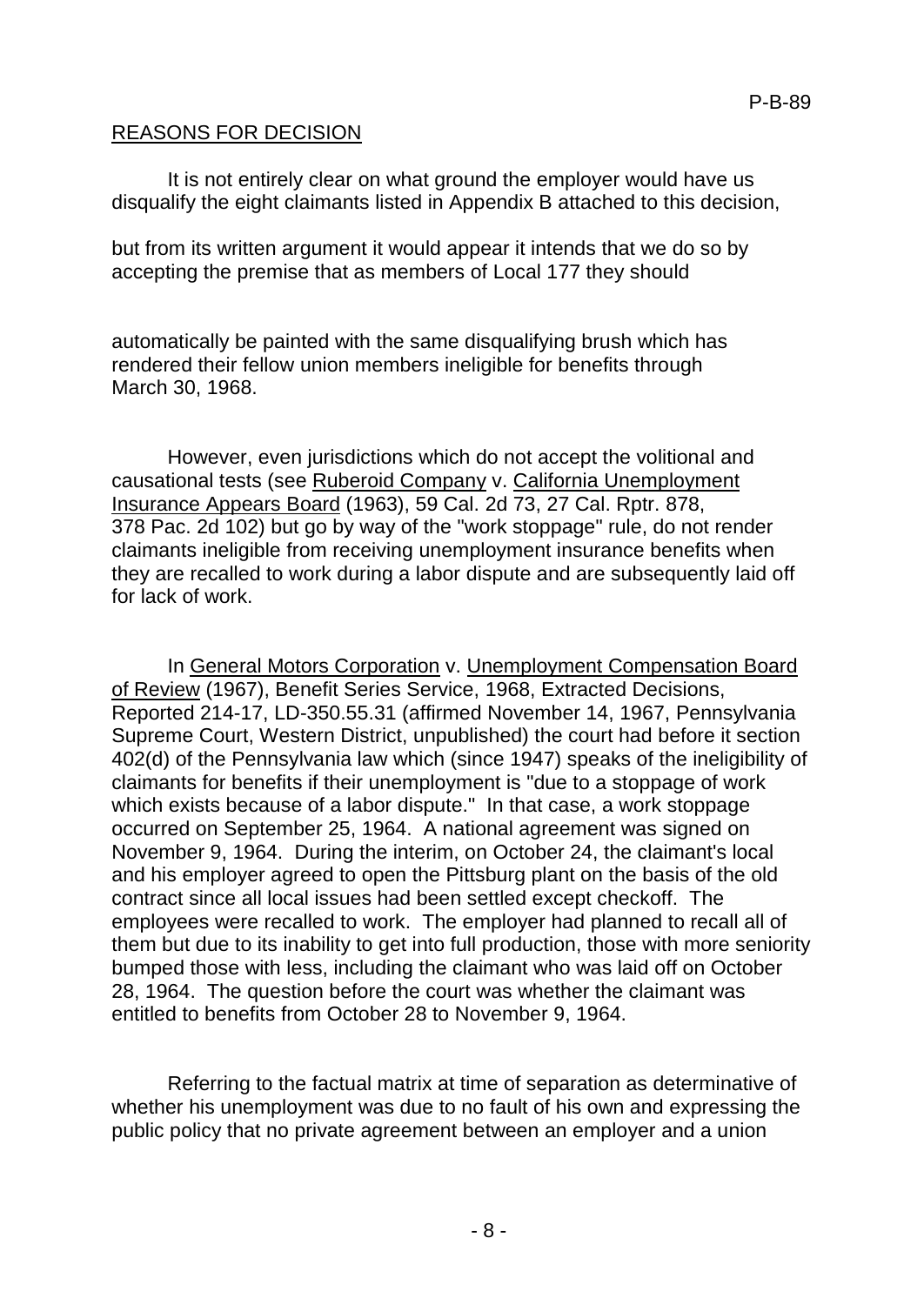## REASONS FOR DECISION

It is not entirely clear on what ground the employer would have us disqualify the eight claimants listed in Appendix B attached to this decision,

but from its written argument it would appear it intends that we do so by accepting the premise that as members of Local 177 they should

automatically be painted with the same disqualifying brush which has rendered their fellow union members ineligible for benefits through March 30, 1968.

However, even jurisdictions which do not accept the volitional and causational tests (see Ruberoid Company v. California Unemployment Insurance Appears Board (1963), 59 Cal. 2d 73, 27 Cal. Rptr. 878, 378 Pac. 2d 102) but go by way of the "work stoppage" rule, do not render claimants ineligible from receiving unemployment insurance benefits when they are recalled to work during a labor dispute and are subsequently laid off for lack of work.

In General Motors Corporation v. Unemployment Compensation Board of Review (1967), Benefit Series Service, 1968, Extracted Decisions, Reported 214-17, LD-350.55.31 (affirmed November 14, 1967, Pennsylvania Supreme Court, Western District, unpublished) the court had before it section 402(d) of the Pennsylvania law which (since 1947) speaks of the ineligibility of claimants for benefits if their unemployment is "due to a stoppage of work which exists because of a labor dispute." In that case, a work stoppage occurred on September 25, 1964. A national agreement was signed on November 9, 1964. During the interim, on October 24, the claimant's local and his employer agreed to open the Pittsburg plant on the basis of the old contract since all local issues had been settled except checkoff. The employees were recalled to work. The employer had planned to recall all of them but due to its inability to get into full production, those with more seniority bumped those with less, including the claimant who was laid off on October 28, 1964. The question before the court was whether the claimant was entitled to benefits from October 28 to November 9, 1964.

Referring to the factual matrix at time of separation as determinative of whether his unemployment was due to no fault of his own and expressing the public policy that no private agreement between an employer and a union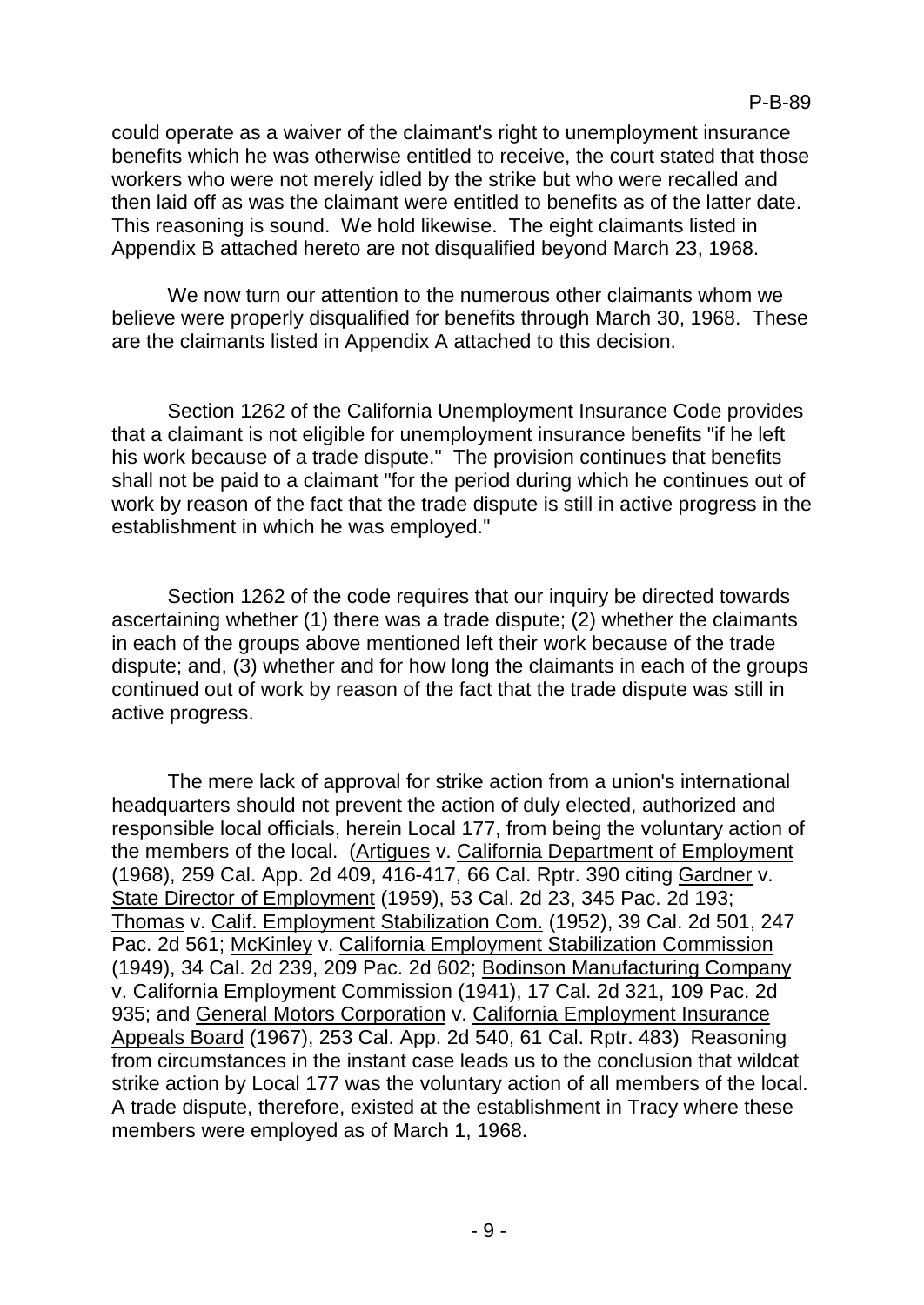could operate as a waiver of the claimant's right to unemployment insurance benefits which he was otherwise entitled to receive, the court stated that those workers who were not merely idled by the strike but who were recalled and then laid off as was the claimant were entitled to benefits as of the latter date. This reasoning is sound. We hold likewise. The eight claimants listed in Appendix B attached hereto are not disqualified beyond March 23, 1968.

We now turn our attention to the numerous other claimants whom we believe were properly disqualified for benefits through March 30, 1968. These are the claimants listed in Appendix A attached to this decision.

Section 1262 of the California Unemployment Insurance Code provides that a claimant is not eligible for unemployment insurance benefits "if he left his work because of a trade dispute." The provision continues that benefits shall not be paid to a claimant "for the period during which he continues out of work by reason of the fact that the trade dispute is still in active progress in the establishment in which he was employed."

Section 1262 of the code requires that our inquiry be directed towards ascertaining whether (1) there was a trade dispute; (2) whether the claimants in each of the groups above mentioned left their work because of the trade dispute; and, (3) whether and for how long the claimants in each of the groups continued out of work by reason of the fact that the trade dispute was still in active progress.

The mere lack of approval for strike action from a union's international headquarters should not prevent the action of duly elected, authorized and responsible local officials, herein Local 177, from being the voluntary action of the members of the local. (Artigues v. California Department of Employment (1968), 259 Cal. App. 2d 409, 416-417, 66 Cal. Rptr. 390 citing Gardner v. State Director of Employment (1959), 53 Cal. 2d 23, 345 Pac. 2d 193; Thomas v. Calif. Employment Stabilization Com. (1952), 39 Cal. 2d 501, 247 Pac. 2d 561; McKinley v. California Employment Stabilization Commission (1949), 34 Cal. 2d 239, 209 Pac. 2d 602; Bodinson Manufacturing Company v. California Employment Commission (1941), 17 Cal. 2d 321, 109 Pac. 2d 935; and General Motors Corporation v. California Employment Insurance Appeals Board (1967), 253 Cal. App. 2d 540, 61 Cal. Rptr. 483) Reasoning from circumstances in the instant case leads us to the conclusion that wildcat strike action by Local 177 was the voluntary action of all members of the local. A trade dispute, therefore, existed at the establishment in Tracy where these members were employed as of March 1, 1968.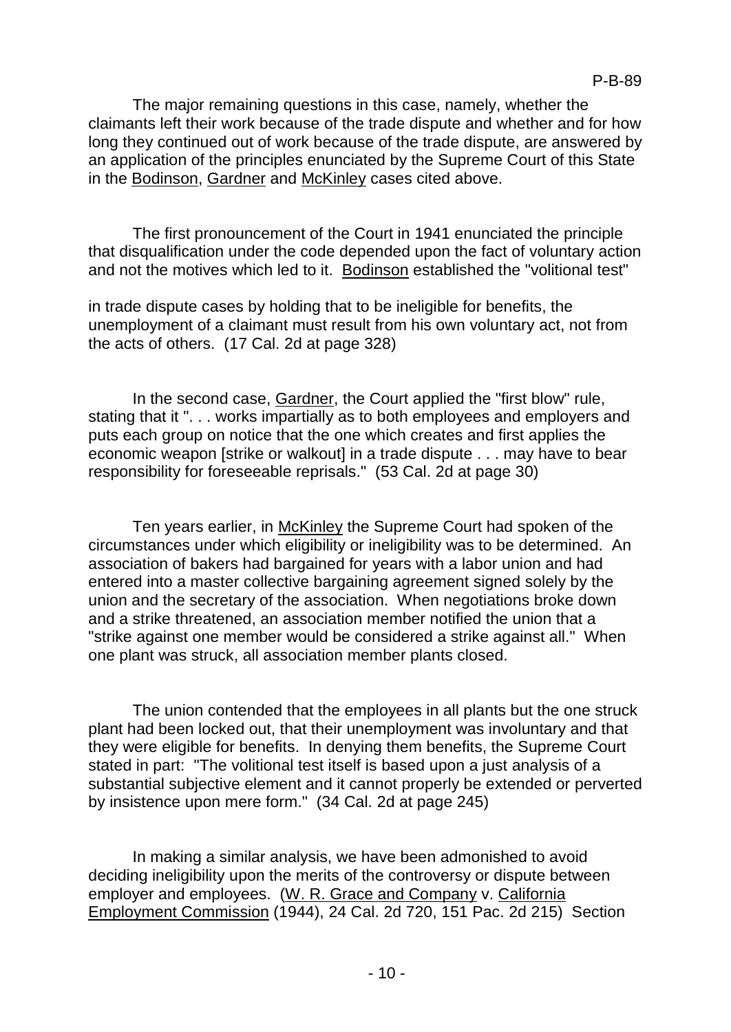The major remaining questions in this case, namely, whether the claimants left their work because of the trade dispute and whether and for how long they continued out of work because of the trade dispute, are answered by an application of the principles enunciated by the Supreme Court of this State in the Bodinson, Gardner and McKinley cases cited above.

The first pronouncement of the Court in 1941 enunciated the principle that disqualification under the code depended upon the fact of voluntary action and not the motives which led to it. Bodinson established the "volitional test" in trade dispute cases by holding that to be ineligible for benefits, the unemployment of a claimant must result from his own voluntary act, not from the acts of others. (17 Cal. 2d at page 328)

In the second case, Gardner, the Court applied the "first blow" rule, stating that it ". . . works impartially as to both employees and employers and puts each group on notice that the one which creates and first applies the economic weapon [strike or walkout] in a trade dispute . . . may have to bear responsibility for foreseeable reprisals." (53 Cal. 2d at page 30)

Ten years earlier, in McKinley the Supreme Court had spoken of the circumstances under which eligibility or ineligibility was to be determined. An association of bakers had bargained for years with a labor union and had entered into a master collective bargaining agreement signed solely by the union and the secretary of the association. When negotiations broke down and a strike threatened, an association member notified the union that a "strike against one member would be considered a strike against all." When one plant was struck, all association member plants closed.

The union contended that the employees in all plants but the one struck plant had been locked out, that their unemployment was involuntary and that they were eligible for benefits. In denying them benefits, the Supreme Court stated in part: "The volitional test itself is based upon a just analysis of a substantial subjective element and it cannot properly be extended or perverted by insistence upon mere form." (34 Cal. 2d at page 245)

In making a similar analysis, we have been admonished to avoid deciding ineligibility upon the merits of the controversy or dispute between employer and employees. (W. R. Grace and Company v. California Employment Commission (1944), 24 Cal. 2d 720, 151 Pac. 2d 215) Section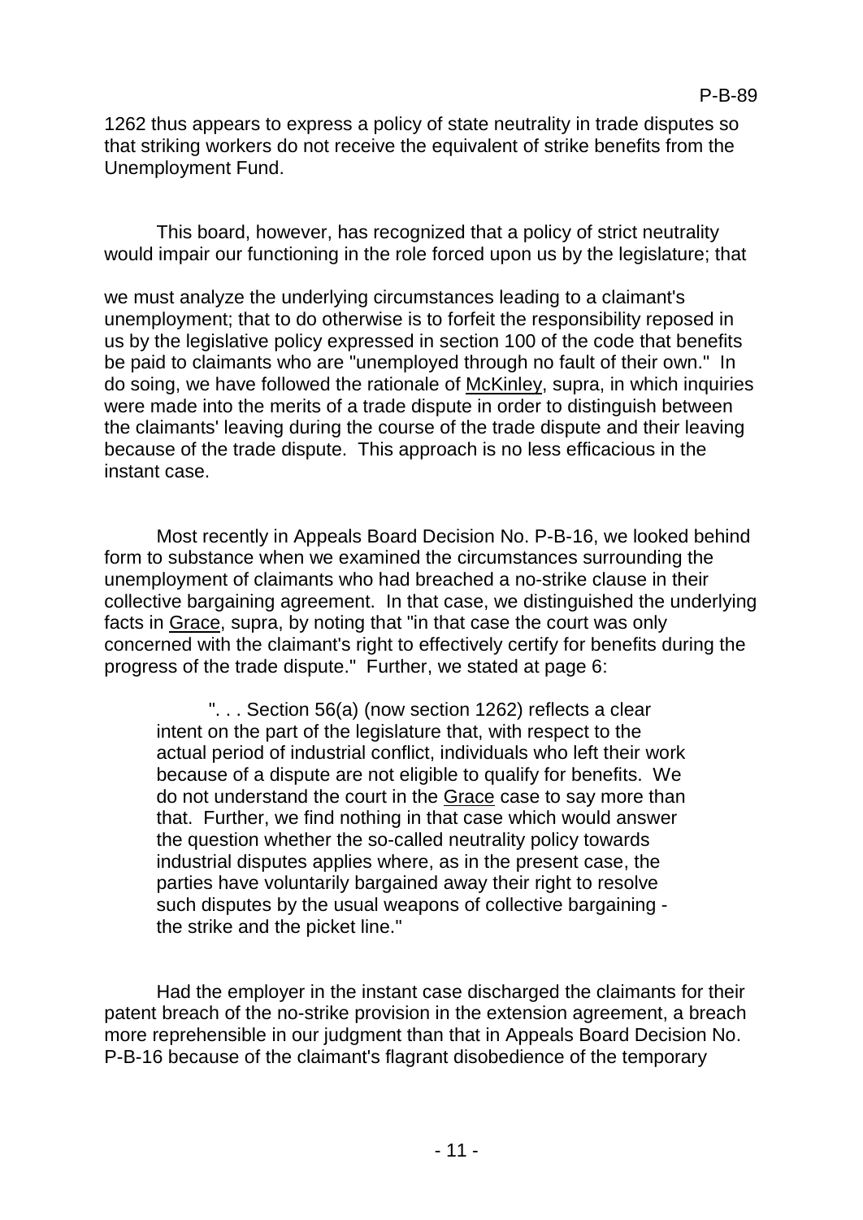1262 thus appears to express a policy of state neutrality in trade disputes so that striking workers do not receive the equivalent of strike benefits from the Unemployment Fund.

This board, however, has recognized that a policy of strict neutrality would impair our functioning in the role forced upon us by the legislature; that

we must analyze the underlying circumstances leading to a claimant's unemployment; that to do otherwise is to forfeit the responsibility reposed in us by the legislative policy expressed in section 100 of the code that benefits be paid to claimants who are "unemployed through no fault of their own." In do soing, we have followed the rationale of McKinley, supra, in which inquiries were made into the merits of a trade dispute in order to distinguish between the claimants' leaving during the course of the trade dispute and their leaving because of the trade dispute. This approach is no less efficacious in the instant case.

Most recently in Appeals Board Decision No. P-B-16, we looked behind form to substance when we examined the circumstances surrounding the unemployment of claimants who had breached a no-strike clause in their collective bargaining agreement. In that case, we distinguished the underlying facts in Grace, supra, by noting that "in that case the court was only concerned with the claimant's right to effectively certify for benefits during the progress of the trade dispute." Further, we stated at page 6:

> ". . . Section 56(a) (now section 1262) reflects a clear intent on the part of the legislature that, with respect to the actual period of industrial conflict, individuals who left their work because of a dispute are not eligible to qualify for benefits. We do not understand the court in the Grace case to say more than that. Further, we find nothing in that case which would answer the question whether the so-called neutrality policy towards industrial disputes applies where, as in the present case, the parties have voluntarily bargained away their right to resolve such disputes by the usual weapons of collective bargaining - the strike and the picket line."

Had the employer in the instant case discharged the claimants for their patent breach of the no-strike provision in the extension agreement, a breach more reprehensible in our judgment than that in Appeals Board Decision No. P-B-16 because of the claimant's flagrant disobedience of the temporary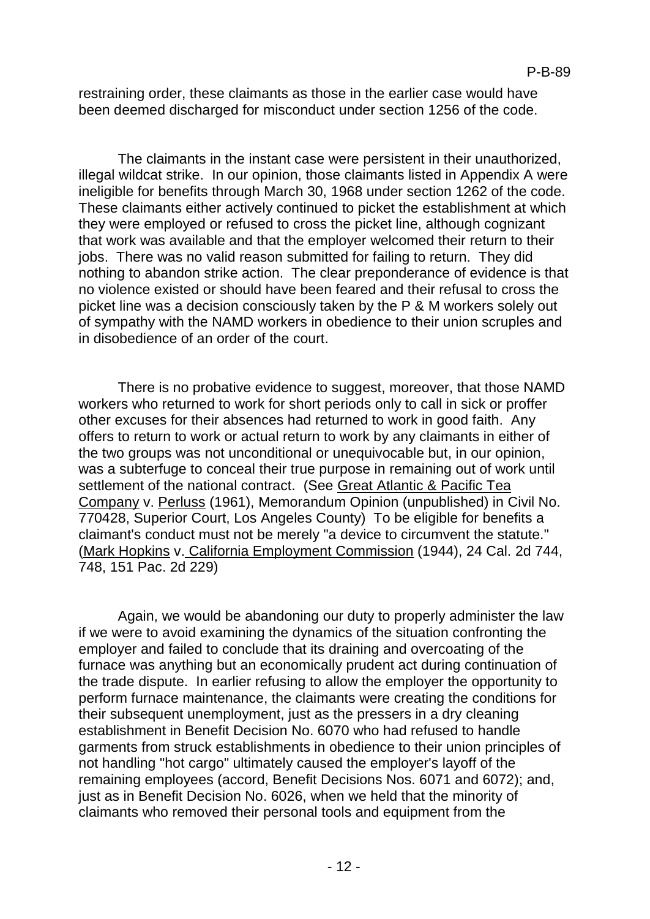restraining order, these claimants as those in the earlier case would have been deemed discharged for misconduct under section 1256 of the code.

The claimants in the instant case were persistent in their unauthorized, illegal wildcat strike. In our opinion, those claimants listed in Appendix A were ineligible for benefits through March 30, 1968 under section 1262 of the code. These claimants either actively continued to picket the establishment at which they were employed or refused to cross the picket line, although cognizant that work was available and that the employer welcomed their return to their jobs. There was no valid reason submitted for failing to return. They did nothing to abandon strike action. The clear preponderance of evidence is that no violence existed or should have been feared and their refusal to cross the picket line was a decision consciously taken by the P & M workers solely out of sympathy with the NAMD workers in obedience to their union scruples and in disobedience of an order of the court.

There is no probative evidence to suggest, moreover, that those NAMD workers who returned to work for short periods only to call in sick or proffer other excuses for their absences had returned to work in good faith. Any offers to return to work or actual return to work by any claimants in either of the two groups was not unconditional or unequivocable but, in our opinion, was a subterfuge to conceal their true purpose in remaining out of work until settlement of the national contract. (See Great Atlantic & Pacific Tea Company v. Perluss (1961), Memorandum Opinion (unpublished) in Civil No. 770428, Superior Court, Los Angeles County) To be eligible for benefits a claimant's conduct must not be merely "a device to circumvent the statute." (Mark Hopkins v. California Employment Commission (1944), 24 Cal. 2d 744, 748, 151 Pac. 2d 229)

Again, we would be abandoning our duty to properly administer the law if we were to avoid examining the dynamics of the situation confronting the employer and failed to conclude that its draining and overcoating of the furnace was anything but an economically prudent act during continuation of the trade dispute. In earlier refusing to allow the employer the opportunity to perform furnace maintenance, the claimants were creating the conditions for their subsequent unemployment, just as the pressers in a dry cleaning establishment in Benefit Decision No. 6070 who had refused to handle garments from struck establishments in obedience to their union principles of not handling "hot cargo" ultimately caused the employer's layoff of the remaining employees (accord, Benefit Decisions Nos. 6071 and 6072); and, just as in Benefit Decision No. 6026, when we held that the minority of claimants who removed their personal tools and equipment from the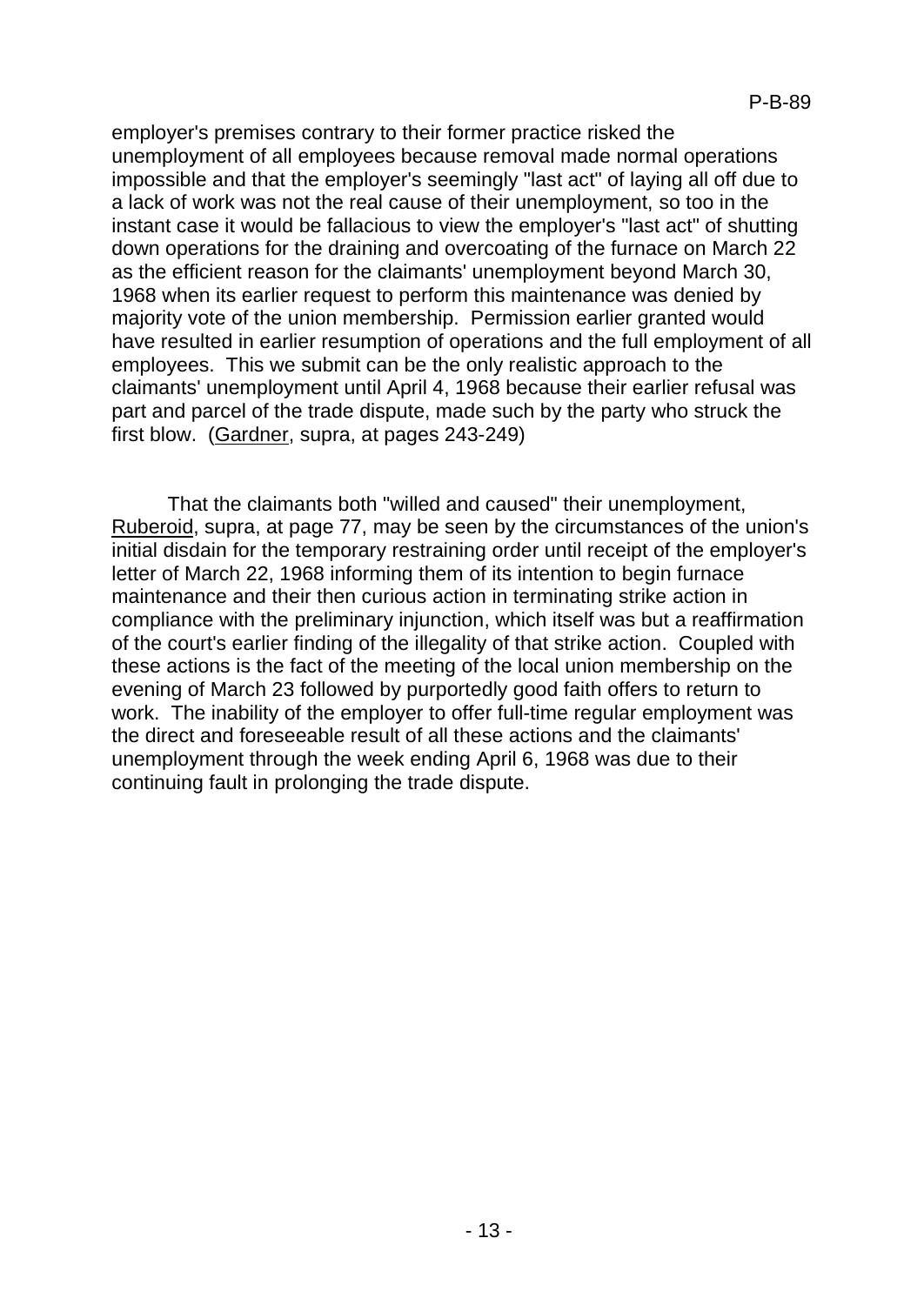employer's premises contrary to their former practice risked the unemployment of all employees because removal made normal operations impossible and that the employer's seemingly "last act" of laying all off due to a lack of work was not the real cause of their unemployment, so too in the instant case it would be fallacious to view the employer's "last act" of shutting down operations for the draining and overcoating of the furnace on March 22 as the efficient reason for the claimants' unemployment beyond March 30, 1968 when its earlier request to perform this maintenance was denied by majority vote of the union membership. Permission earlier granted would have resulted in earlier resumption of operations and the full employment of all employees. This we submit can be the only realistic approach to the claimants' unemployment until April 4, 1968 because their earlier refusal was part and parcel of the trade dispute, made such by the party who struck the first blow. (Gardner, supra, at pages 243-249)

That the claimants both "willed and caused" their unemployment, Ruberoid, supra, at page 77, may be seen by the circumstances of the union's initial disdain for the temporary restraining order until receipt of the employer's letter of March 22, 1968 informing them of its intention to begin furnace maintenance and their then curious action in terminating strike action in compliance with the preliminary injunction, which itself was but a reaffirmation of the court's earlier finding of the illegality of that strike action. Coupled with these actions is the fact of the meeting of the local union membership on the evening of March 23 followed by purportedly good faith offers to return to work. The inability of the employer to offer full-time regular employment was the direct and foreseeable result of all these actions and the claimants' unemployment through the week ending April 6, 1968 was due to their continuing fault in prolonging the trade dispute.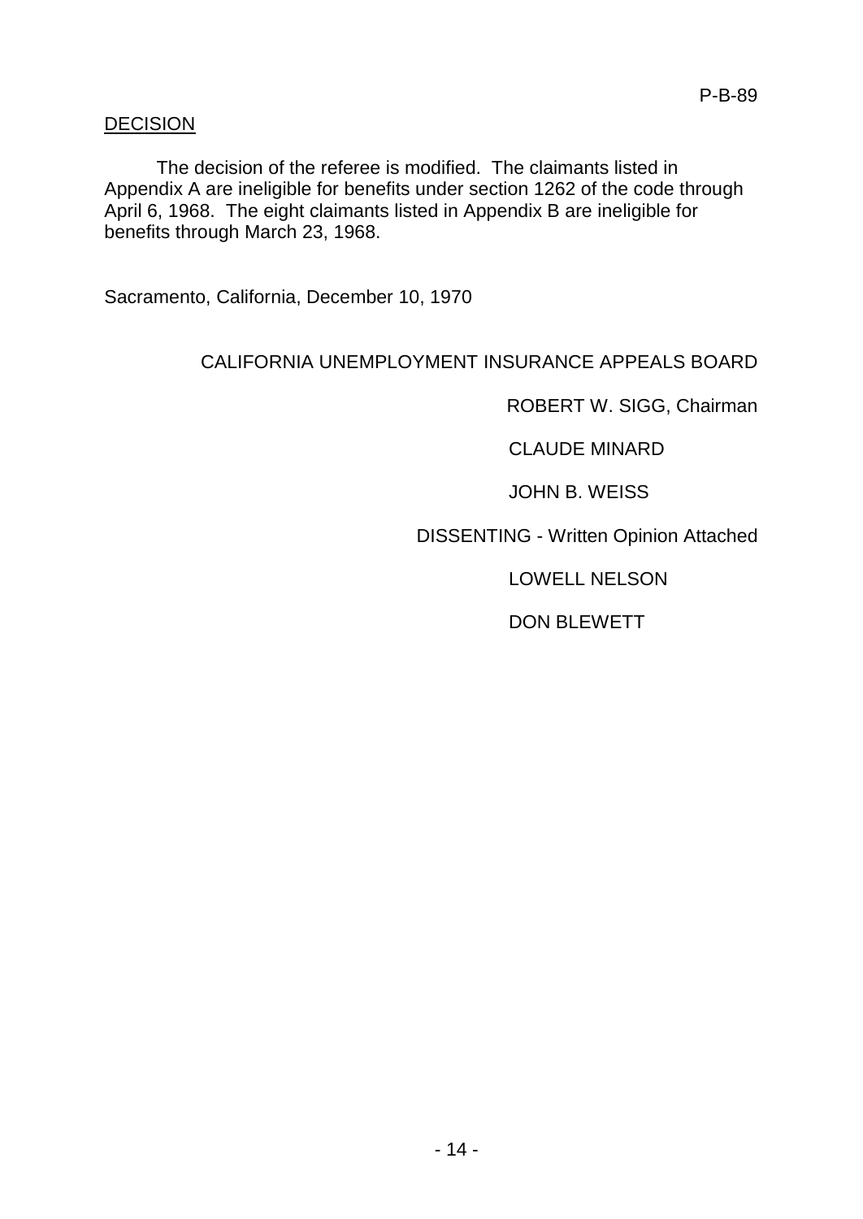P-B-89

DECISION

The decision of the referee is modified. The claimants listed in Appendix A are ineligible for benefits under section 1262 of the code through April 6, 1968. The eight claimants listed in Appendix B are ineligible for benefits through March 23, 1968.

Sacramento, California, December 10, 1970

CALIFORNIA UNEMPLOYMENT INSURANCE APPEALS BOARD

ROBERT W. SIGG, Chairman

CLAUDE MINARD

JOHN B. WEISS

DISSENTING - Written Opinion Attached

LOWELL NELSON

DON BLEWETT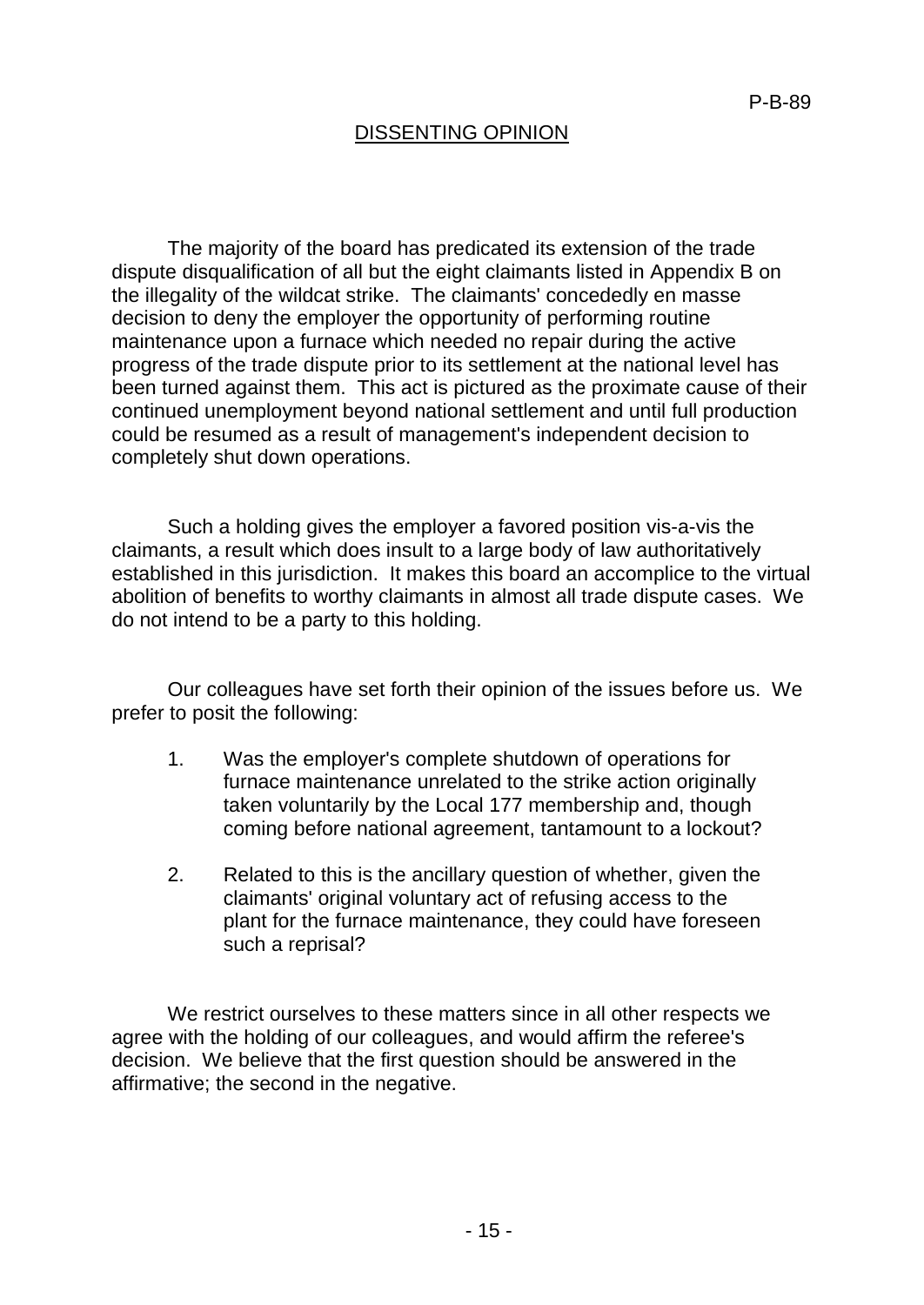## DISSENTING OPINION

The majority of the board has predicated its extension of the trade dispute disqualification of all but the eight claimants listed in Appendix B on the illegality of the wildcat strike. The claimants' concededly en masse decision to deny the employer the opportunity of performing routine maintenance upon a furnace which needed no repair during the active progress of the trade dispute prior to its settlement at the national level has been turned against them. This act is pictured as the proximate cause of their continued unemployment beyond national settlement and until full production could be resumed as a result of management's independent decision to completely shut down operations.

Such a holding gives the employer a favored position vis-a-vis the claimants, a result which does insult to a large body of law authoritatively established in this jurisdiction. It makes this board an accomplice to the virtual abolition of benefits to worthy claimants in almost all trade dispute cases. We do not intend to be a party to this holding.

Our colleagues have set forth their opinion of the issues before us. We prefer to posit the following:

1. Was the employer's complete shutdown of operations for furnace maintenance unrelated to the strike action originally taken voluntarily by the Local 177 membership and, though coming before national agreement, tantamount to a lockout?

2. Related to this is the ancillary question of whether, given the claimants' original voluntary act of refusing access to the plant for the furnace maintenance, they could have foreseen such a reprisal?

We restrict ourselves to these matters since in all other respects we agree with the holding of our colleagues, and would affirm the referee's decision. We believe that the first question should be answered in the affirmative; the second in the negative.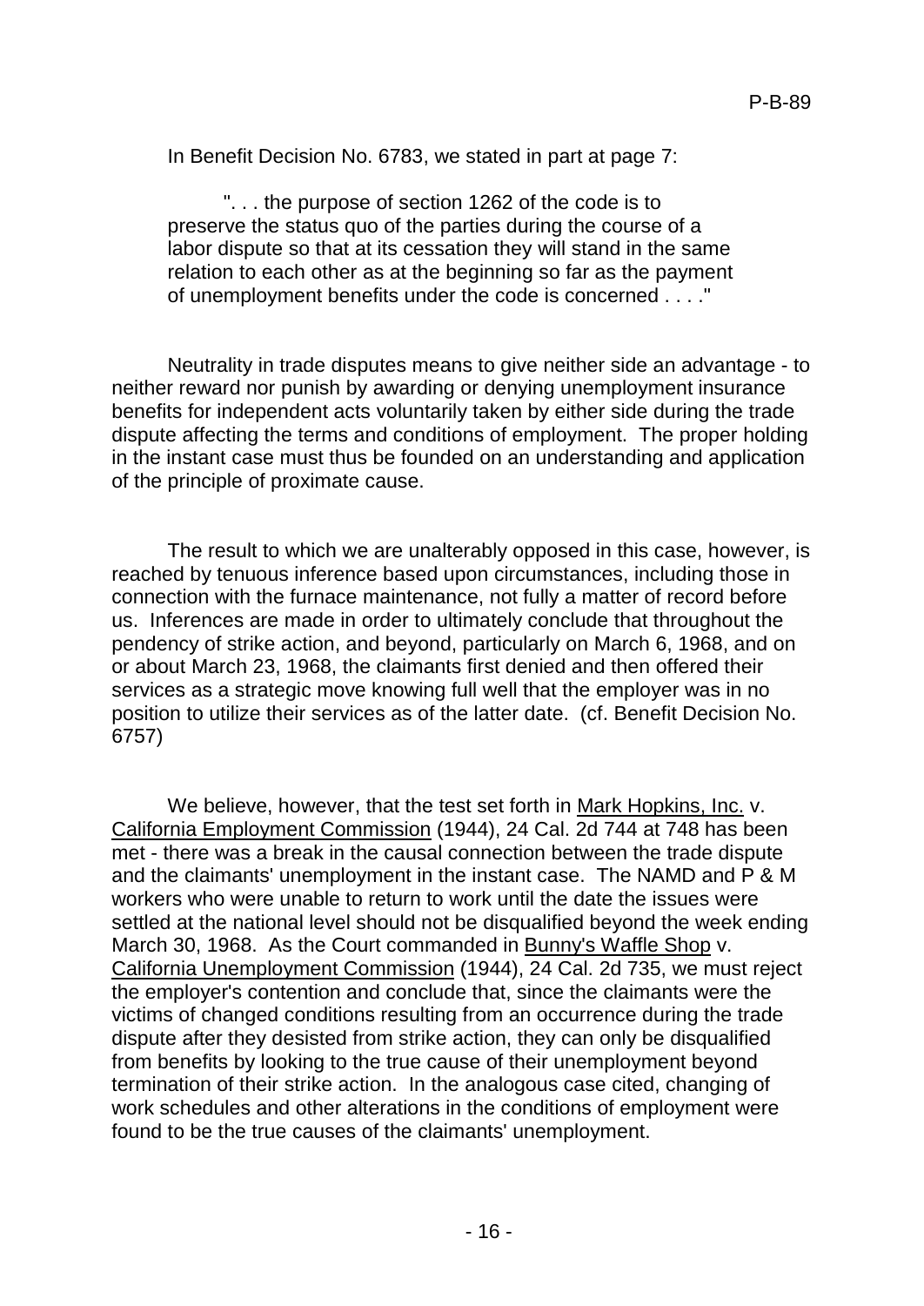In Benefit Decision No. 6783, we stated in part at page 7:

> ". . . the purpose of section 1262 of the code is to preserve the status quo of the parties during the course of a labor dispute so that at its cessation they will stand in the same relation to each other as at the beginning so far as the payment of unemployment benefits under the code is concerned . . . ."

Neutrality in trade disputes means to give neither side an advantage - to neither reward nor punish by awarding or denying unemployment insurance benefits for independent acts voluntarily taken by either side during the trade dispute affecting the terms and conditions of employment. The proper holding in the instant case must thus be founded on an understanding and application of the principle of proximate cause.

The result to which we are unalterably opposed in this case, however, is reached by tenuous inference based upon circumstances, including those in connection with the furnace maintenance, not fully a matter of record before us. Inferences are made in order to ultimately conclude that throughout the pendency of strike action, and beyond, particularly on March 6, 1968, and on or about March 23, 1968, the claimants first denied and then offered their services as a strategic move knowing full well that the employer was in no position to utilize their services as of the latter date. (cf. Benefit Decision No. 6757)

We believe, however, that the test set forth in Mark Hopkins, Inc. v. California Employment Commission (1944), 24 Cal. 2d 744 at 748 has been met - there was a break in the causal connection between the trade dispute and the claimants' unemployment in the instant case. The NAMD and P & M workers who were unable to return to work until the date the issues were settled at the national level should not be disqualified beyond the week ending March 30, 1968. As the Court commanded in Bunny's Waffle Shop v. California Unemployment Commission (1944), 24 Cal. 2d 735, we must reject the employer's contention and conclude that, since the claimants were the victims of changed conditions resulting from an occurrence during the trade dispute after they desisted from strike action, they can only be disqualified from benefits by looking to the true cause of their unemployment beyond termination of their strike action. In the analogous case cited, changing of work schedules and other alterations in the conditions of employment were found to be the true causes of the claimants' unemployment.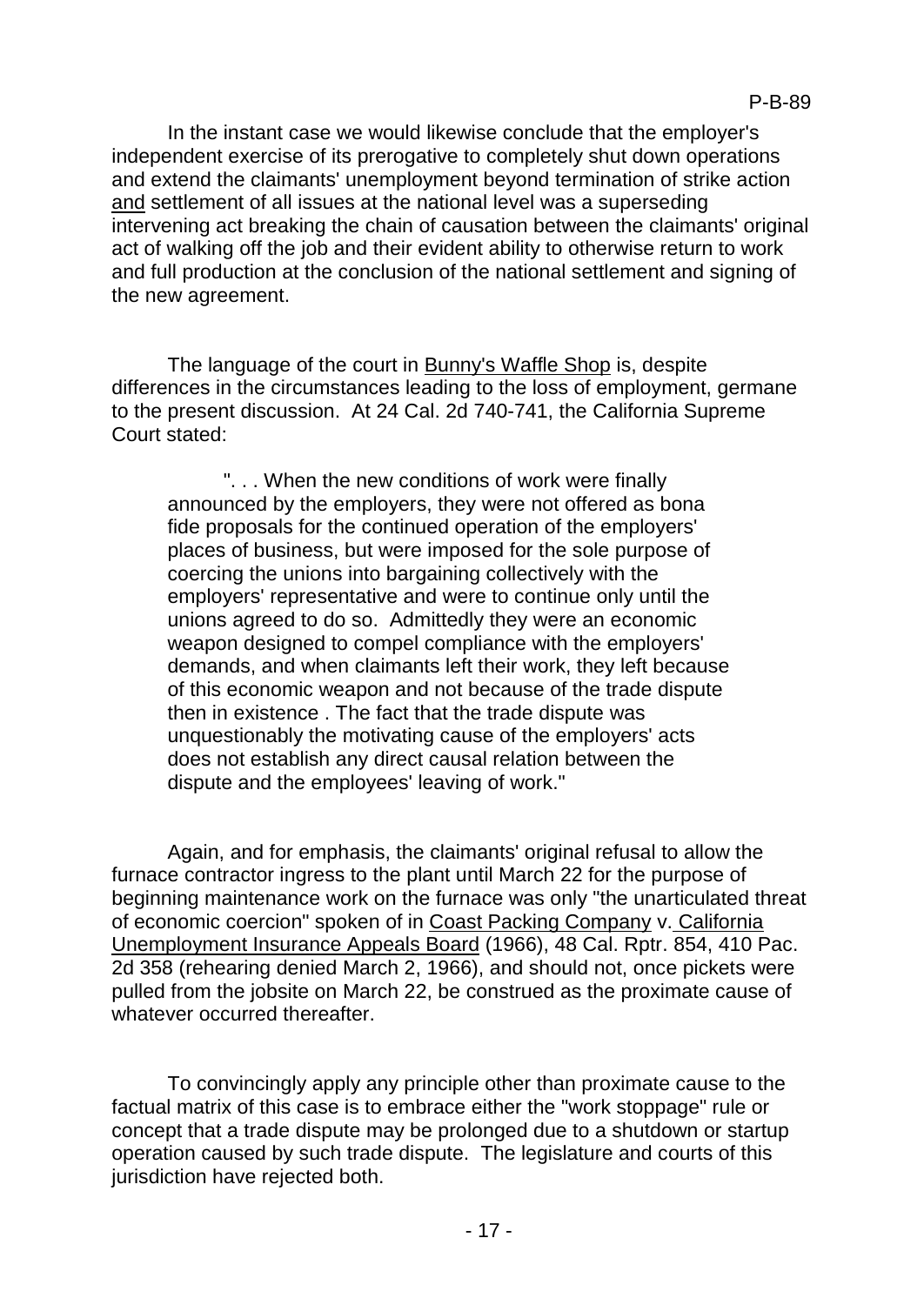In the instant case we would likewise conclude that the employer's independent exercise of its prerogative to completely shut down operations and extend the claimants' unemployment beyond termination of strike action and settlement of all issues at the national level was a superseding intervening act breaking the chain of causation between the claimants' original act of walking off the job and their evident ability to otherwise return to work and full production at the conclusion of the national settlement and signing of the new agreement.

The language of the court in Bunny's Waffle Shop is, despite differences in the circumstances leading to the loss of employment, germane to the present discussion. At 24 Cal. 2d 740-741, the California Supreme Court stated:

> ". . . When the new conditions of work were finally announced by the employers, they were not offered as bona fide proposals for the continued operation of the employers' places of business, but were imposed for the sole purpose of coercing the unions into bargaining collectively with the employers' representative and were to continue only until the unions agreed to do so. Admittedly they were an economic weapon designed to compel compliance with the employers' demands, and when claimants left their work, they left because of this economic weapon and not because of the trade dispute then in existence . The fact that the trade dispute was unquestionably the motivating cause of the employers' acts does not establish any direct causal relation between the dispute and the employees' leaving of work."

Again, and for emphasis, the claimants' original refusal to allow the furnace contractor ingress to the plant until March 22 for the purpose of beginning maintenance work on the furnace was only "the unarticulated threat of economic coercion" spoken of in Coast Packing Company v. California Unemployment Insurance Appeals Board (1966), 48 Cal. Rptr. 854, 410 Pac. 2d 358 (rehearing denied March 2, 1966), and should not, once pickets were pulled from the jobsite on March 22, be construed as the proximate cause of whatever occurred thereafter.

To convincingly apply any principle other than proximate cause to the factual matrix of this case is to embrace either the "work stoppage" rule or concept that a trade dispute may be prolonged due to a shutdown or startup operation caused by such trade dispute. The legislature and courts of this jurisdiction have rejected both.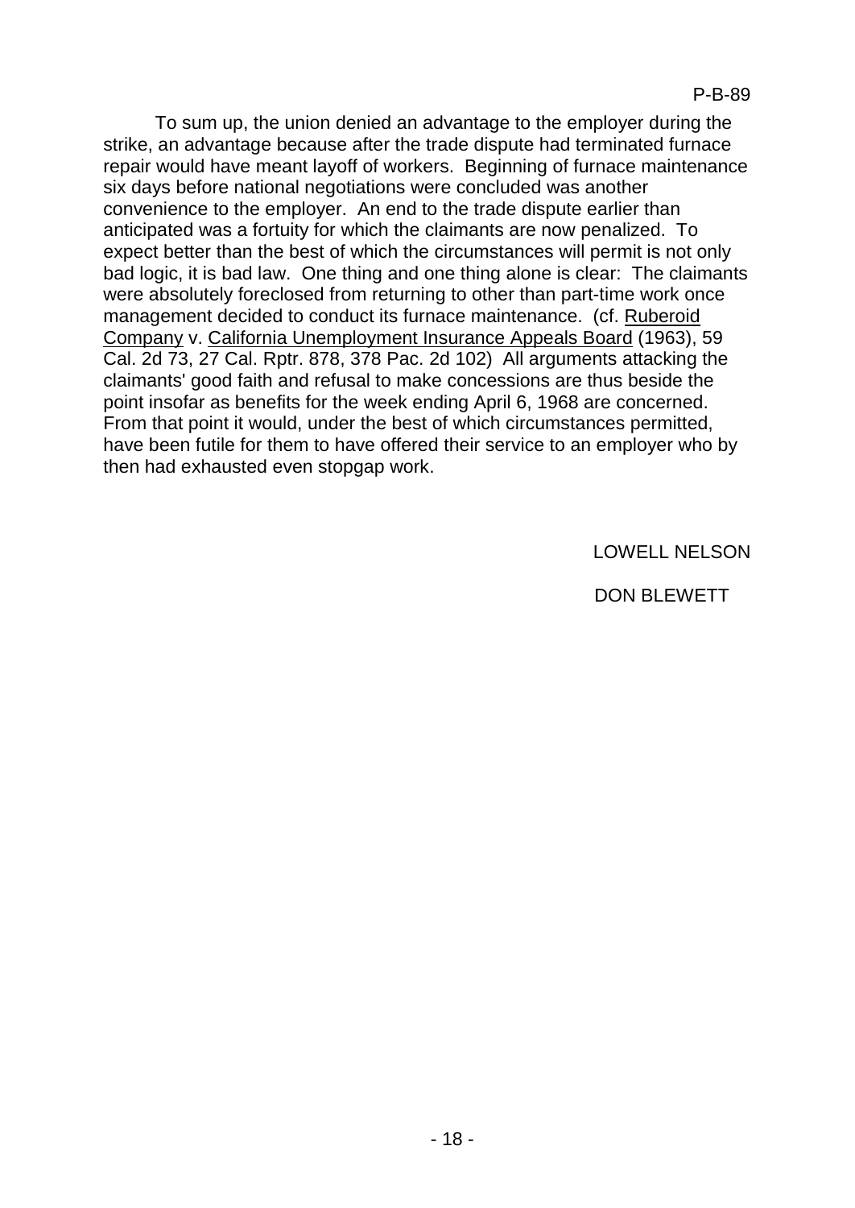To sum up, the union denied an advantage to the employer during the strike, an advantage because after the trade dispute had terminated furnace repair would have meant layoff of workers. Beginning of furnace maintenance six days before national negotiations were concluded was another convenience to the employer. An end to the trade dispute earlier than anticipated was a fortuity for which the claimants are now penalized. To expect better than the best of which the circumstances will permit is not only bad logic, it is bad law. One thing and one thing alone is clear: The claimants were absolutely foreclosed from returning to other than part-time work once management decided to conduct its furnace maintenance. (cf. Ruberoid Company v. California Unemployment Insurance Appeals Board (1963), 59 Cal. 2d 73, 27 Cal. Rptr. 878, 378 Pac. 2d 102) All arguments attacking the claimants' good faith and refusal to make concessions are thus beside the point insofar as benefits for the week ending April 6, 1968 are concerned. From that point it would, under the best of which circumstances permitted, have been futile for them to have offered their service to an employer who by then had exhausted even stopgap work.

LOWELL NELSON

DON BLEWETT